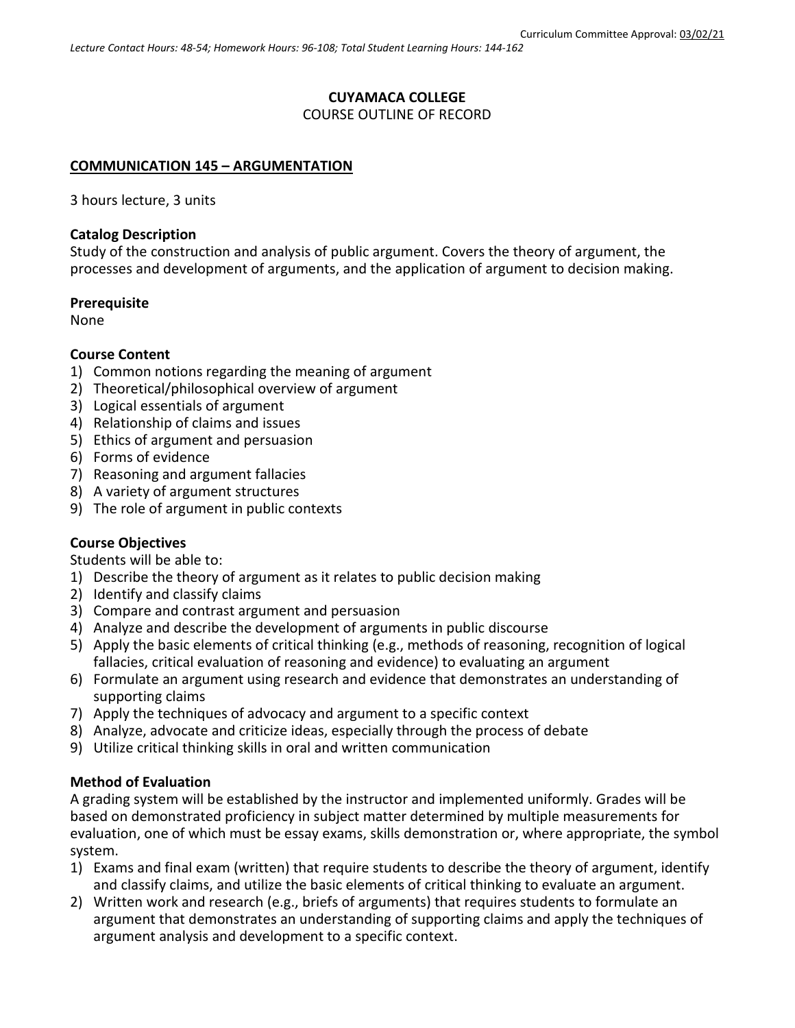Curriculum Committee Approval: 03/02/21

*Lecture Contact Hours: 48-54; Homework Hours: 96-108; Total Student Learning Hours: 144-162*

**CUYAMACA COLLEGE**
COURSE OUTLINE OF RECORD

## COMMUNICATION 145 – ARGUMENTATION

3 hours lecture, 3 units

### Catalog Description

Study of the construction and analysis of public argument. Covers the theory of argument, the processes and development of arguments, and the application of argument to decision making.

### Prerequisite

None

### Course Content

1) Common notions regarding the meaning of argument
2) Theoretical/philosophical overview of argument
3) Logical essentials of argument
4) Relationship of claims and issues
5) Ethics of argument and persuasion
6) Forms of evidence
7) Reasoning and argument fallacies
8) A variety of argument structures
9) The role of argument in public contexts

### Course Objectives

Students will be able to:

1) Describe the theory of argument as it relates to public decision making
2) Identify and classify claims
3) Compare and contrast argument and persuasion
4) Analyze and describe the development of arguments in public discourse
5) Apply the basic elements of critical thinking (e.g., methods of reasoning, recognition of logical fallacies, critical evaluation of reasoning and evidence) to evaluating an argument
6) Formulate an argument using research and evidence that demonstrates an understanding of supporting claims
7) Apply the techniques of advocacy and argument to a specific context
8) Analyze, advocate and criticize ideas, especially through the process of debate
9) Utilize critical thinking skills in oral and written communication

### Method of Evaluation

A grading system will be established by the instructor and implemented uniformly. Grades will be based on demonstrated proficiency in subject matter determined by multiple measurements for evaluation, one of which must be essay exams, skills demonstration or, where appropriate, the symbol system.

1) Exams and final exam (written) that require students to describe the theory of argument, identify and classify claims, and utilize the basic elements of critical thinking to evaluate an argument.
2) Written work and research (e.g., briefs of arguments) that requires students to formulate an argument that demonstrates an understanding of supporting claims and apply the techniques of argument analysis and development to a specific context.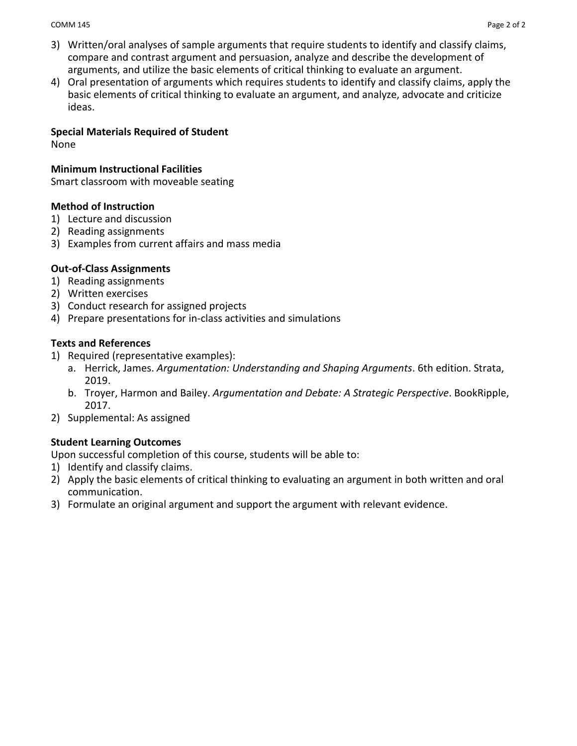3) Written/oral analyses of sample arguments that require students to identify and classify claims, compare and contrast argument and persuasion, analyze and describe the development of arguments, and utilize the basic elements of critical thinking to evaluate an argument.
4) Oral presentation of arguments which requires students to identify and classify claims, apply the basic elements of critical thinking to evaluate an argument, and analyze, advocate and criticize ideas.

**Special Materials Required of Student**
None

**Minimum Instructional Facilities**
Smart classroom with moveable seating

**Method of Instruction**
1) Lecture and discussion
2) Reading assignments
3) Examples from current affairs and mass media

**Out-of-Class Assignments**
1) Reading assignments
2) Written exercises
3) Conduct research for assigned projects
4) Prepare presentations for in-class activities and simulations

**Texts and References**
1) Required (representative examples):
   a. Herrick, James. *Argumentation: Understanding and Shaping Arguments*. 6th edition. Strata, 2019.
   b. Troyer, Harmon and Bailey. *Argumentation and Debate: A Strategic Perspective*. BookRipple, 2017.
2) Supplemental: As assigned

**Student Learning Outcomes**
Upon successful completion of this course, students will be able to:
1) Identify and classify claims.
2) Apply the basic elements of critical thinking to evaluating an argument in both written and oral communication.
3) Formulate an original argument and support the argument with relevant evidence.